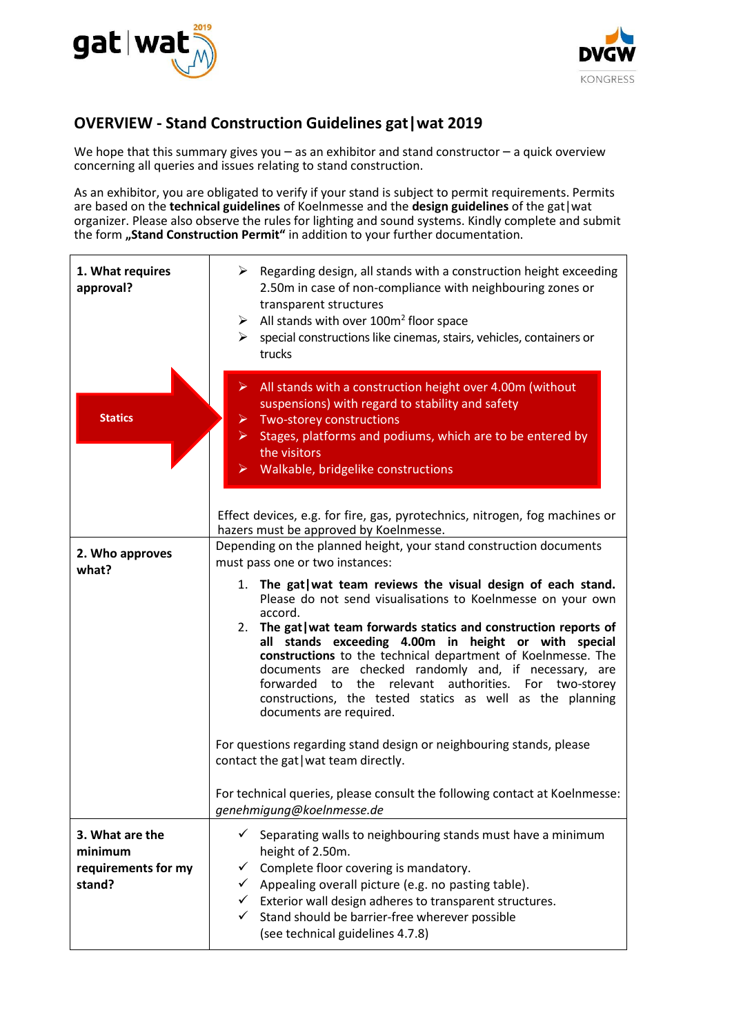## OVERVIEW - Stand Construction Guidelines gat|wat 2019

We hope that this summary gives you – as an exhibitor and stand constructor – a quick overview concerning all queries and issues relating to stand construction.

As an exhibitor, you are obligated to verify if your stand is subject to permit requirements. Permits are based on the **technical guidelines** of Koelnmesse and the **design guidelines** of the gat|wat organizer. Please also observe the rules for lighting and sound systems. Kindly complete and submit the form **„Stand Construction Permit"** in addition to your further documentation.

| | |
|---|---|
| **1. What requires approval?**<br><br>**Statics** | ➢ Regarding design, all stands with a construction height exceeding 2.50m in case of non-compliance with neighbouring zones or transparent structures<br>➢ All stands with over 100m² floor space<br>➢ special constructions like cinemas, stairs, vehicles, containers or trucks<br><br>**Statics:**<br>➢ All stands with a construction height over 4.00m (without suspensions) with regard to stability and safety<br>➢ Two-storey constructions<br>➢ Stages, platforms and podiums, which are to be entered by the visitors<br>➢ Walkable, bridgelike constructions<br><br>Effect devices, e.g. for fire, gas, pyrotechnics, nitrogen, fog machines or hazers must be approved by Koelnmesse. |
| **2. Who approves what?** | Depending on the planned height, your stand construction documents must pass one or two instances:<br>1. **The gat\|wat team reviews the visual design of each stand.** Please do not send visualisations to Koelnmesse on your own accord.<br>2. **The gat\|wat team forwards statics and construction reports of all stands exceeding 4.00m in height or with special constructions** to the technical department of Koelnmesse. The documents are checked randomly and, if necessary, are forwarded to the relevant authorities. For two-storey constructions, the tested statics as well as the planning documents are required.<br><br>For questions regarding stand design or neighbouring stands, please contact the gat\|wat team directly.<br><br>For technical queries, please consult the following contact at Koelnmesse: *genehmigung@koelnmesse.de* |
| **3. What are the minimum requirements for my stand?** | ✓ Separating walls to neighbouring stands must have a minimum height of 2.50m.<br>✓ Complete floor covering is mandatory.<br>✓ Appealing overall picture (e.g. no pasting table).<br>✓ Exterior wall design adheres to transparent structures.<br>✓ Stand should be barrier-free wherever possible (see technical guidelines 4.7.8) |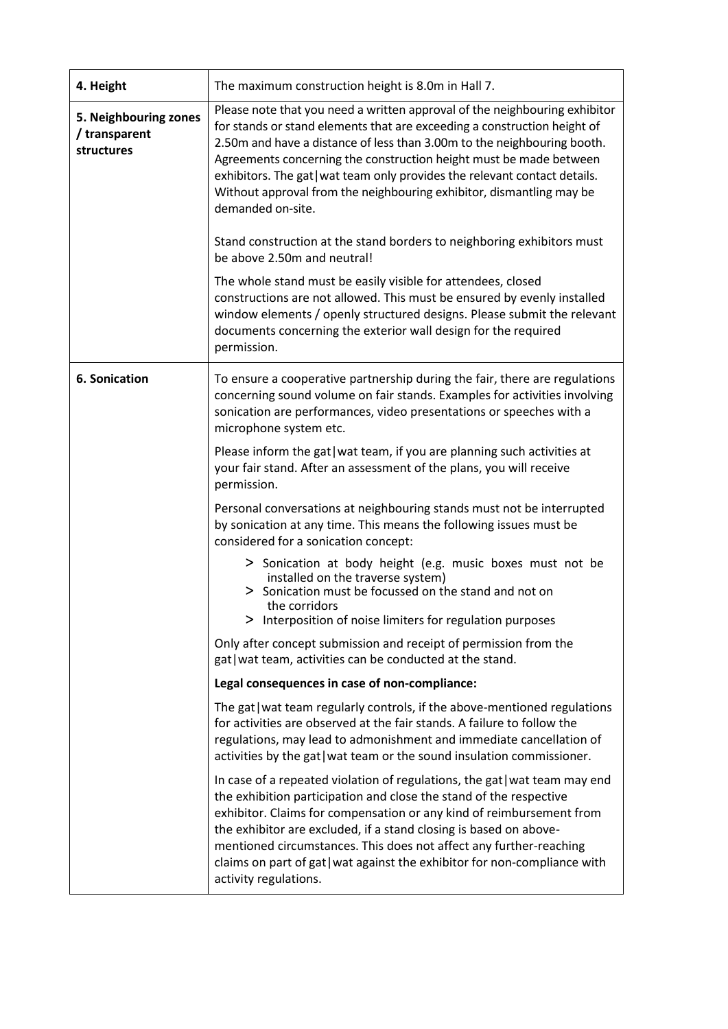| | |
|---|---|
| **4. Height** | The maximum construction height is 8.0m in Hall 7. |
| **5. Neighbouring zones / transparent structures** | Please note that you need a written approval of the neighbouring exhibitor for stands or stand elements that are exceeding a construction height of 2.50m and have a distance of less than 3.00m to the neighbouring booth. Agreements concerning the construction height must be made between exhibitors. The gat\|wat team only provides the relevant contact details. Without approval from the neighbouring exhibitor, dismantling may be demanded on-site.<br><br>Stand construction at the stand borders to neighboring exhibitors must be above 2.50m and neutral!<br><br>The whole stand must be easily visible for attendees, closed constructions are not allowed. This must be ensured by evenly installed window elements / openly structured designs. Please submit the relevant documents concerning the exterior wall design for the required permission. |
| **6. Sonication** | To ensure a cooperative partnership during the fair, there are regulations concerning sound volume on fair stands. Examples for activities involving sonication are performances, video presentations or speeches with a microphone system etc.<br><br>Please inform the gat\|wat team, if you are planning such activities at your fair stand. After an assessment of the plans, you will receive permission.<br><br>Personal conversations at neighbouring stands must not be interrupted by sonication at any time. This means the following issues must be considered for a sonication concept:<br><br>> Sonication at body height (e.g. music boxes must not be installed on the traverse system)<br>> Sonication must be focussed on the stand and not on the corridors<br>> Interposition of noise limiters for regulation purposes<br><br>Only after concept submission and receipt of permission from the gat\|wat team, activities can be conducted at the stand.<br><br>**Legal consequences in case of non-compliance:**<br><br>The gat\|wat team regularly controls, if the above-mentioned regulations for activities are observed at the fair stands. A failure to follow the regulations, may lead to admonishment and immediate cancellation of activities by the gat\|wat team or the sound insulation commissioner.<br><br>In case of a repeated violation of regulations, the gat\|wat team may end the exhibition participation and close the stand of the respective exhibitor. Claims for compensation or any kind of reimbursement from the exhibitor are excluded, if a stand closing is based on above-mentioned circumstances. This does not affect any further-reaching claims on part of gat\|wat against the exhibitor for non-compliance with activity regulations. |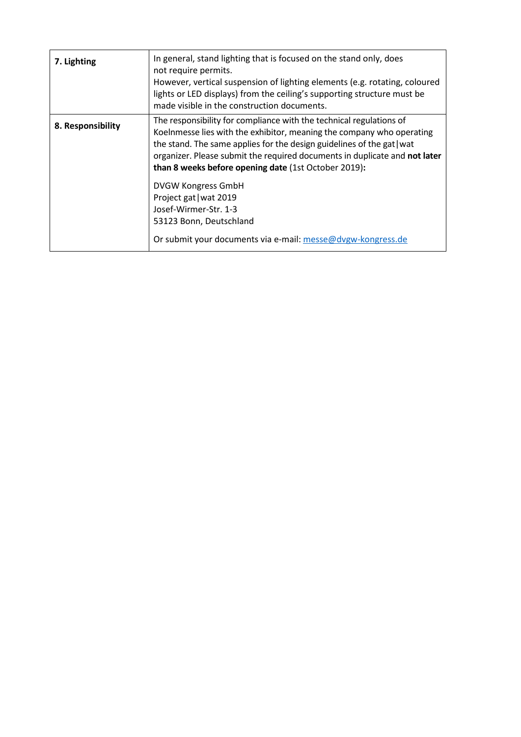| | |
|---|---|
| **7. Lighting** | In general, stand lighting that is focused on the stand only, does not require permits.<br>However, vertical suspension of lighting elements (e.g. rotating, coloured lights or LED displays) from the ceiling's supporting structure must be made visible in the construction documents. |
| **8. Responsibility** | The responsibility for compliance with the technical regulations of Koelnmesse lies with the exhibitor, meaning the company who operating the stand. The same applies for the design guidelines of the gat\|wat organizer. Please submit the required documents in duplicate and **not later than 8 weeks before opening date** (1st October 2019)**:**<br><br>DVGW Kongress GmbH<br>Project gat\|wat 2019<br>Josef-Wirmer-Str. 1-3<br>53123 Bonn, Deutschland<br><br>Or submit your documents via e-mail: messe@dvgw-kongress.de |